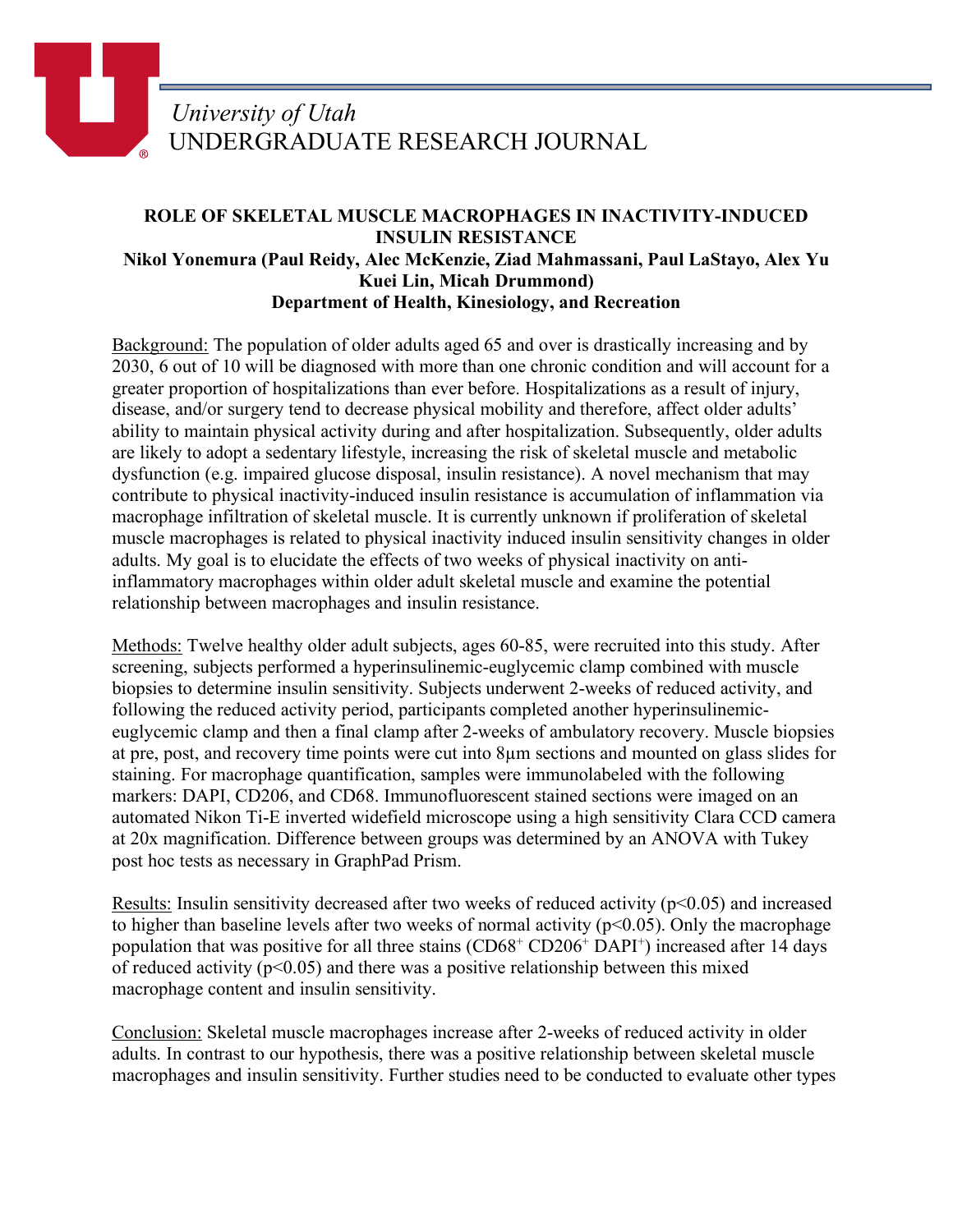*University of Utah*
UNDERGRADUATE RESEARCH JOURNAL

# ROLE OF SKELETAL MUSCLE MACROPHAGES IN INACTIVITY-INDUCED INSULIN RESISTANCE

**Nikol Yonemura (Paul Reidy, Alec McKenzie, Ziad Mahmassani, Paul LaStayo, Alex Yu Kuei Lin, Micah Drummond)**
**Department of Health, Kinesiology, and Recreation**

Background: The population of older adults aged 65 and over is drastically increasing and by 2030, 6 out of 10 will be diagnosed with more than one chronic condition and will account for a greater proportion of hospitalizations than ever before. Hospitalizations as a result of injury, disease, and/or surgery tend to decrease physical mobility and therefore, affect older adults' ability to maintain physical activity during and after hospitalization. Subsequently, older adults are likely to adopt a sedentary lifestyle, increasing the risk of skeletal muscle and metabolic dysfunction (e.g. impaired glucose disposal, insulin resistance). A novel mechanism that may contribute to physical inactivity-induced insulin resistance is accumulation of inflammation via macrophage infiltration of skeletal muscle. It is currently unknown if proliferation of skeletal muscle macrophages is related to physical inactivity induced insulin sensitivity changes in older adults. My goal is to elucidate the effects of two weeks of physical inactivity on anti-inflammatory macrophages within older adult skeletal muscle and examine the potential relationship between macrophages and insulin resistance.

Methods: Twelve healthy older adult subjects, ages 60-85, were recruited into this study. After screening, subjects performed a hyperinsulinemic-euglycemic clamp combined with muscle biopsies to determine insulin sensitivity. Subjects underwent 2-weeks of reduced activity, and following the reduced activity period, participants completed another hyperinsulinemic-euglycemic clamp and then a final clamp after 2-weeks of ambulatory recovery. Muscle biopsies at pre, post, and recovery time points were cut into 8µm sections and mounted on glass slides for staining. For macrophage quantification, samples were immunolabeled with the following markers: DAPI, CD206, and CD68. Immunofluorescent stained sections were imaged on an automated Nikon Ti-E inverted widefield microscope using a high sensitivity Clara CCD camera at 20x magnification. Difference between groups was determined by an ANOVA with Tukey post hoc tests as necessary in GraphPad Prism.

Results: Insulin sensitivity decreased after two weeks of reduced activity ($p<0.05$) and increased to higher than baseline levels after two weeks of normal activity ($p<0.05$). Only the macrophage population that was positive for all three stains ($CD68^{+}$ $CD206^{+}$ $DAPI^{+}$) increased after 14 days of reduced activity ($p<0.05$) and there was a positive relationship between this mixed macrophage content and insulin sensitivity.

Conclusion: Skeletal muscle macrophages increase after 2-weeks of reduced activity in older adults. In contrast to our hypothesis, there was a positive relationship between skeletal muscle macrophages and insulin sensitivity. Further studies need to be conducted to evaluate other types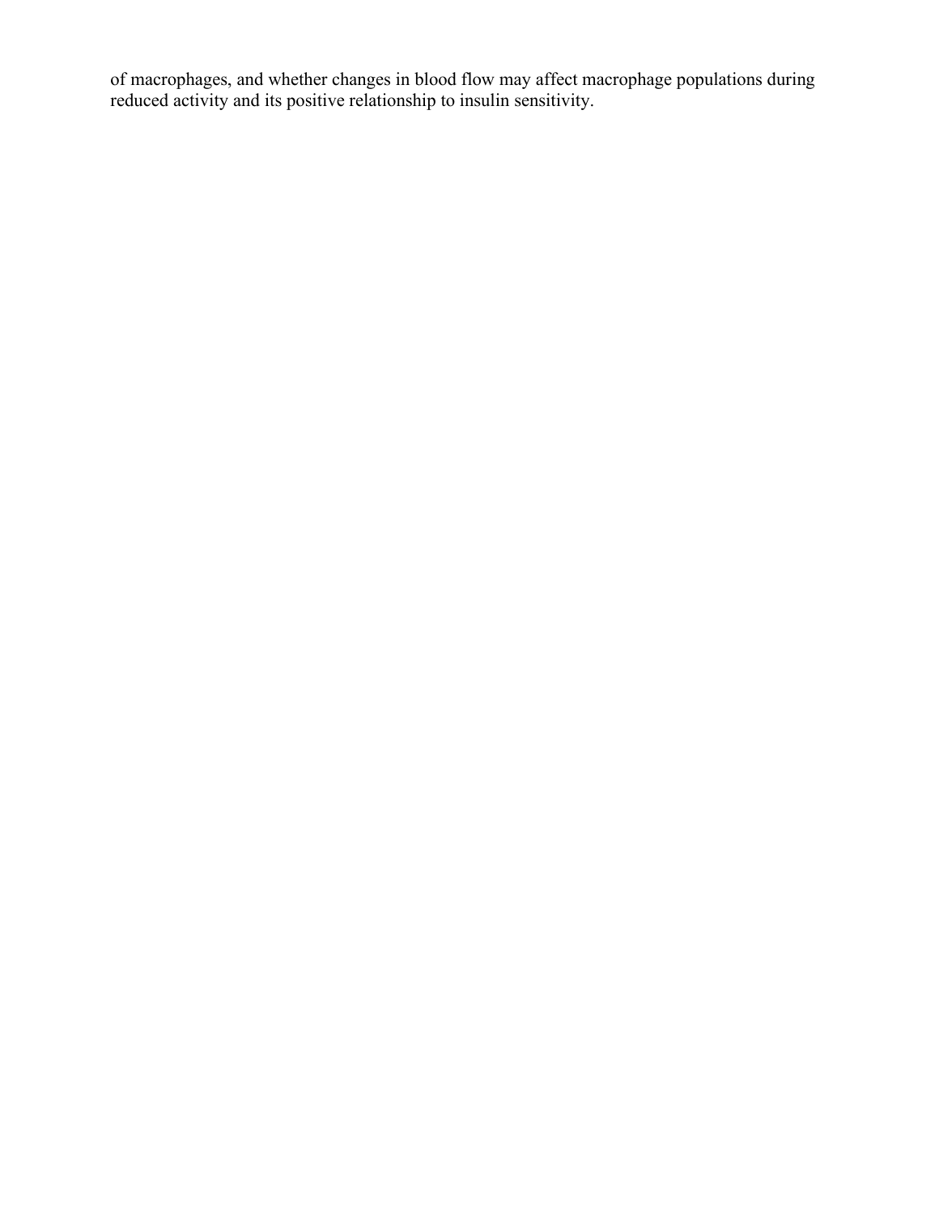of macrophages, and whether changes in blood flow may affect macrophage populations during reduced activity and its positive relationship to insulin sensitivity.